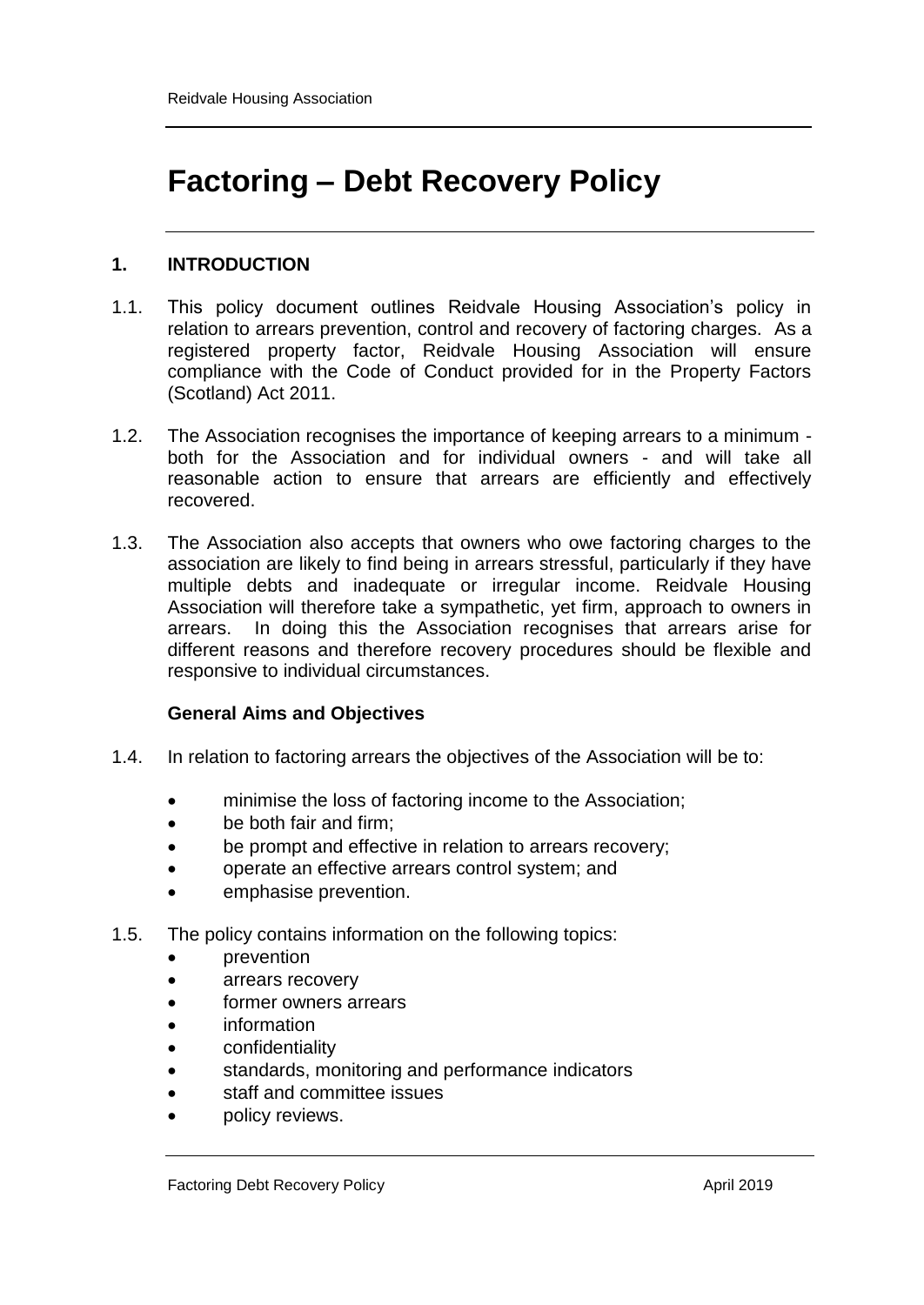# Factoring – Debt Recovery Policy

## 1. INTRODUCTION

1.1. This policy document outlines Reidvale Housing Association's policy in relation to arrears prevention, control and recovery of factoring charges. As a registered property factor, Reidvale Housing Association will ensure compliance with the Code of Conduct provided for in the Property Factors (Scotland) Act 2011.

1.2. The Association recognises the importance of keeping arrears to a minimum - both for the Association and for individual owners - and will take all reasonable action to ensure that arrears are efficiently and effectively recovered.

1.3. The Association also accepts that owners who owe factoring charges to the association are likely to find being in arrears stressful, particularly if they have multiple debts and inadequate or irregular income. Reidvale Housing Association will therefore take a sympathetic, yet firm, approach to owners in arrears. In doing this the Association recognises that arrears arise for different reasons and therefore recovery procedures should be flexible and responsive to individual circumstances.

### General Aims and Objectives

1.4. In relation to factoring arrears the objectives of the Association will be to:

- minimise the loss of factoring income to the Association;
- be both fair and firm;
- be prompt and effective in relation to arrears recovery;
- operate an effective arrears control system; and
- emphasise prevention.

1.5. The policy contains information on the following topics:

- prevention
- arrears recovery
- former owners arrears
- information
- confidentiality
- standards, monitoring and performance indicators
- staff and committee issues
- policy reviews.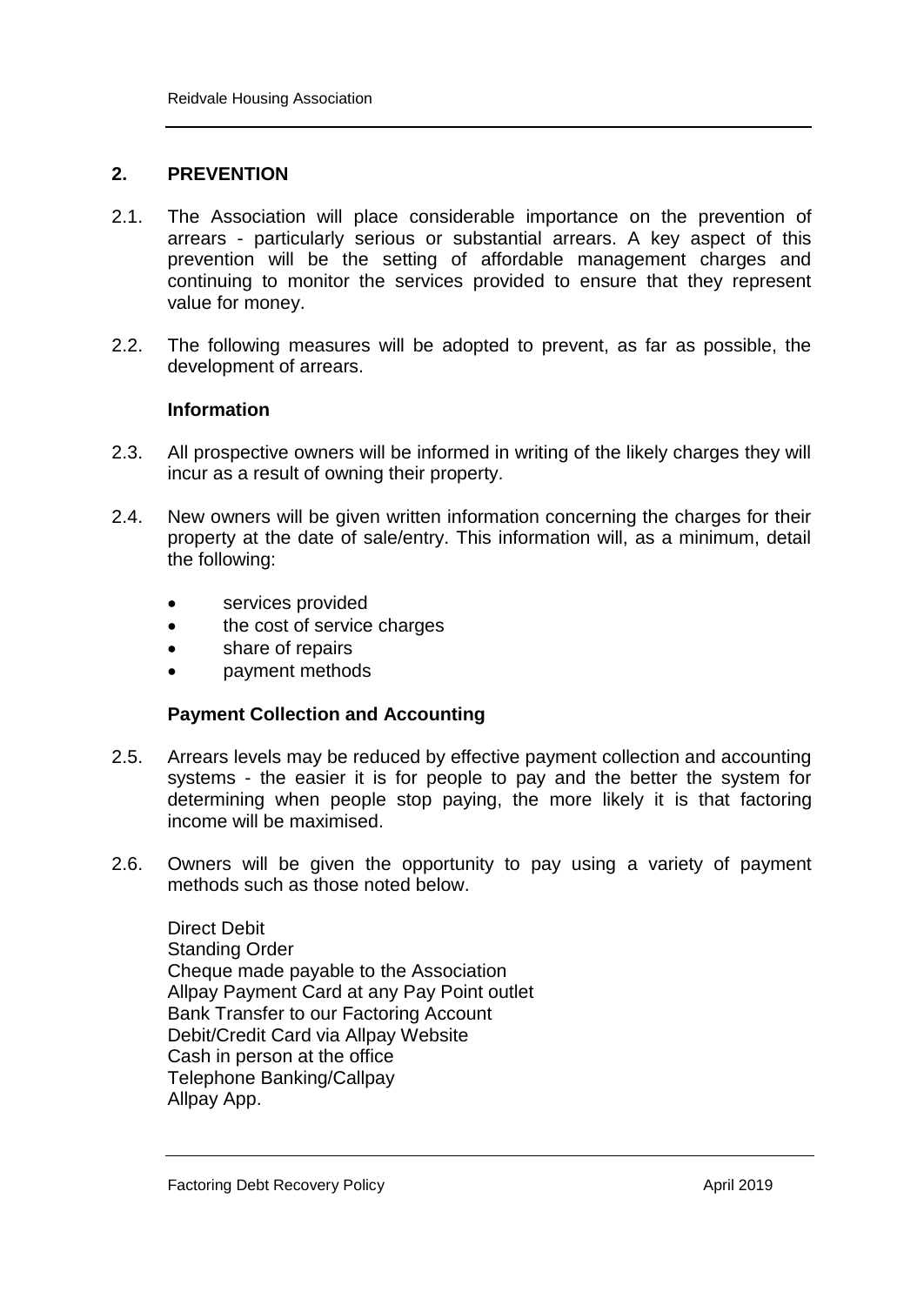## 2. PREVENTION

2.1. The Association will place considerable importance on the prevention of arrears - particularly serious or substantial arrears. A key aspect of this prevention will be the setting of affordable management charges and continuing to monitor the services provided to ensure that they represent value for money.

2.2. The following measures will be adopted to prevent, as far as possible, the development of arrears.

**Information**

2.3. All prospective owners will be informed in writing of the likely charges they will incur as a result of owning their property.

2.4. New owners will be given written information concerning the charges for their property at the date of sale/entry. This information will, as a minimum, detail the following:

- services provided
- the cost of service charges
- share of repairs
- payment methods

**Payment Collection and Accounting**

2.5. Arrears levels may be reduced by effective payment collection and accounting systems - the easier it is for people to pay and the better the system for determining when people stop paying, the more likely it is that factoring income will be maximised.

2.6. Owners will be given the opportunity to pay using a variety of payment methods such as those noted below.

Direct Debit
Standing Order
Cheque made payable to the Association
Allpay Payment Card at any Pay Point outlet
Bank Transfer to our Factoring Account
Debit/Credit Card via Allpay Website
Cash in person at the office
Telephone Banking/Callpay
Allpay App.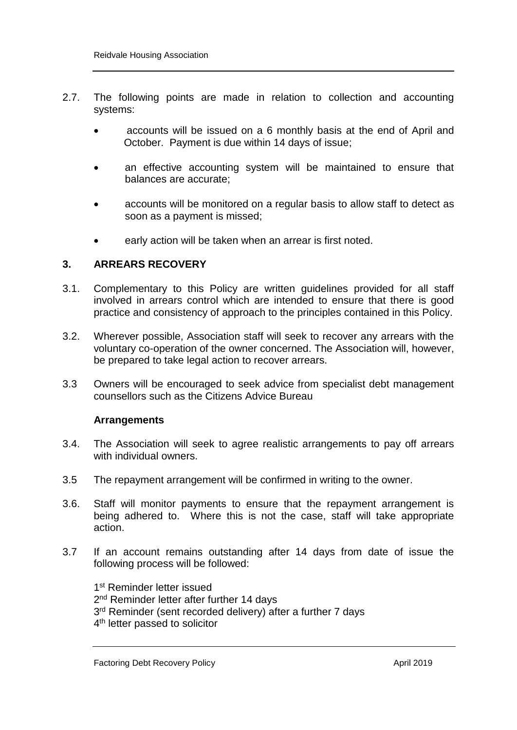2.7. The following points are made in relation to collection and accounting systems:

- accounts will be issued on a 6 monthly basis at the end of April and October. Payment is due within 14 days of issue;
- an effective accounting system will be maintained to ensure that balances are accurate;
- accounts will be monitored on a regular basis to allow staff to detect as soon as a payment is missed;
- early action will be taken when an arrear is first noted.

## 3. ARREARS RECOVERY

3.1. Complementary to this Policy are written guidelines provided for all staff involved in arrears control which are intended to ensure that there is good practice and consistency of approach to the principles contained in this Policy.

3.2. Wherever possible, Association staff will seek to recover any arrears with the voluntary co-operation of the owner concerned. The Association will, however, be prepared to take legal action to recover arrears.

3.3 Owners will be encouraged to seek advice from specialist debt management counsellors such as the Citizens Advice Bureau

**Arrangements**

3.4. The Association will seek to agree realistic arrangements to pay off arrears with individual owners.

3.5 The repayment arrangement will be confirmed in writing to the owner.

3.6. Staff will monitor payments to ensure that the repayment arrangement is being adhered to. Where this is not the case, staff will take appropriate action.

3.7 If an account remains outstanding after 14 days from date of issue the following process will be followed:

1st Reminder letter issued
2nd Reminder letter after further 14 days
3rd Reminder (sent recorded delivery) after a further 7 days
4th letter passed to solicitor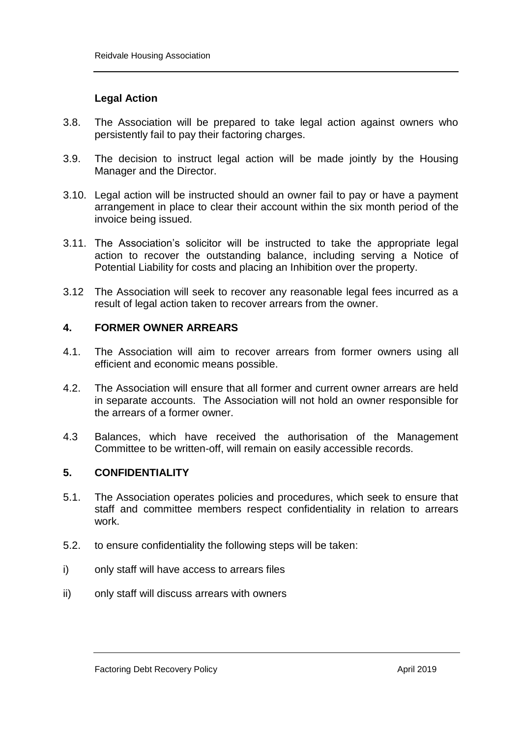### Legal Action

3.8. The Association will be prepared to take legal action against owners who persistently fail to pay their factoring charges.

3.9. The decision to instruct legal action will be made jointly by the Housing Manager and the Director.

3.10. Legal action will be instructed should an owner fail to pay or have a payment arrangement in place to clear their account within the six month period of the invoice being issued.

3.11. The Association's solicitor will be instructed to take the appropriate legal action to recover the outstanding balance, including serving a Notice of Potential Liability for costs and placing an Inhibition over the property.

3.12 The Association will seek to recover any reasonable legal fees incurred as a result of legal action taken to recover arrears from the owner.

## 4. FORMER OWNER ARREARS

4.1. The Association will aim to recover arrears from former owners using all efficient and economic means possible.

4.2. The Association will ensure that all former and current owner arrears are held in separate accounts. The Association will not hold an owner responsible for the arrears of a former owner.

4.3 Balances, which have received the authorisation of the Management Committee to be written-off, will remain on easily accessible records.

## 5. CONFIDENTIALITY

5.1. The Association operates policies and procedures, which seek to ensure that staff and committee members respect confidentiality in relation to arrears work.

5.2. to ensure confidentiality the following steps will be taken:

i) only staff will have access to arrears files

ii) only staff will discuss arrears with owners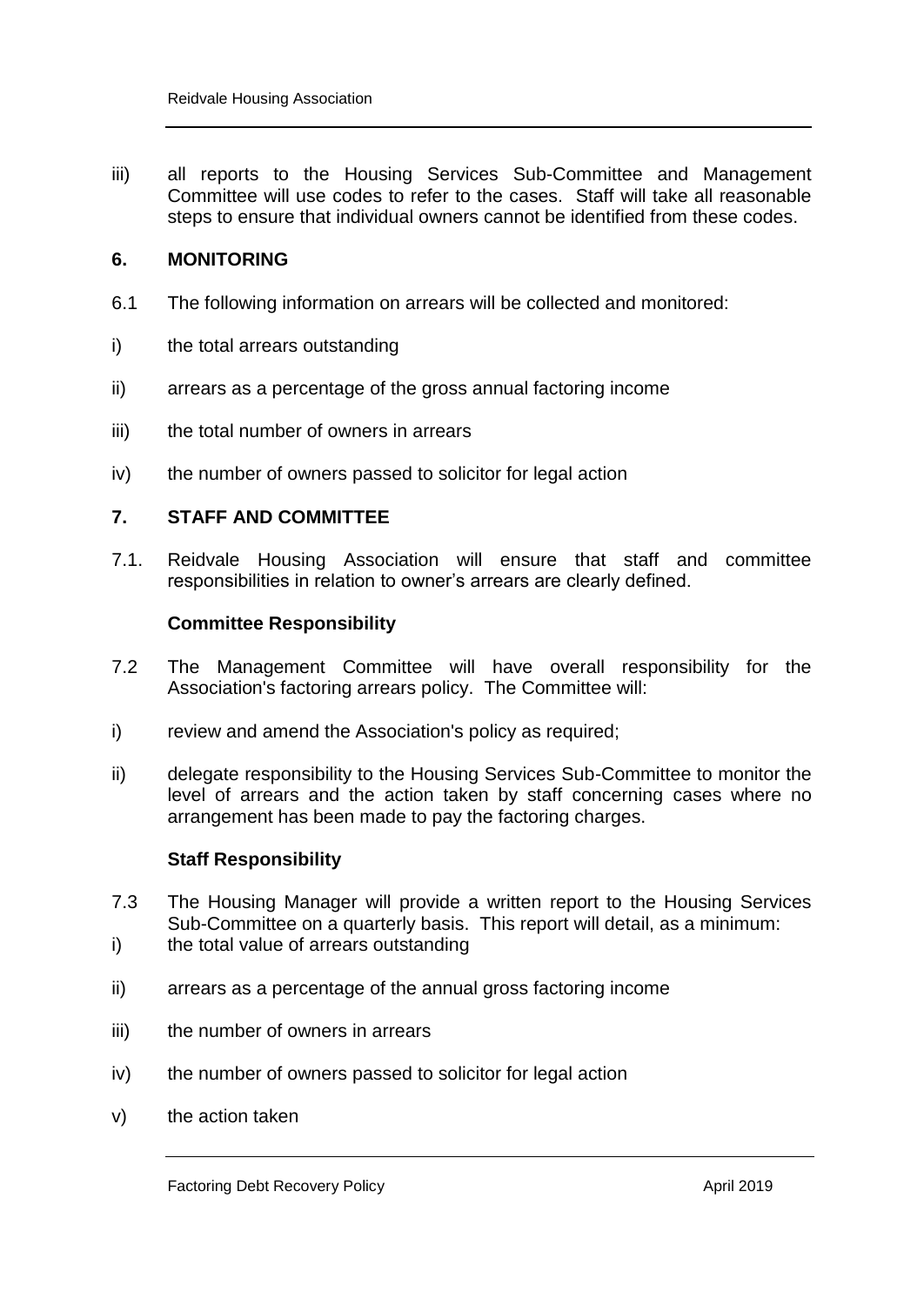iii) all reports to the Housing Services Sub-Committee and Management Committee will use codes to refer to the cases. Staff will take all reasonable steps to ensure that individual owners cannot be identified from these codes.

## 6. MONITORING

6.1 The following information on arrears will be collected and monitored:

i) the total arrears outstanding

ii) arrears as a percentage of the gross annual factoring income

iii) the total number of owners in arrears

iv) the number of owners passed to solicitor for legal action

## 7. STAFF AND COMMITTEE

7.1. Reidvale Housing Association will ensure that staff and committee responsibilities in relation to owner's arrears are clearly defined.

**Committee Responsibility**

7.2 The Management Committee will have overall responsibility for the Association's factoring arrears policy. The Committee will:

i) review and amend the Association's policy as required;

ii) delegate responsibility to the Housing Services Sub-Committee to monitor the level of arrears and the action taken by staff concerning cases where no arrangement has been made to pay the factoring charges.

**Staff Responsibility**

7.3 The Housing Manager will provide a written report to the Housing Services Sub-Committee on a quarterly basis. This report will detail, as a minimum:

i) the total value of arrears outstanding

ii) arrears as a percentage of the annual gross factoring income

iii) the number of owners in arrears

iv) the number of owners passed to solicitor for legal action

v) the action taken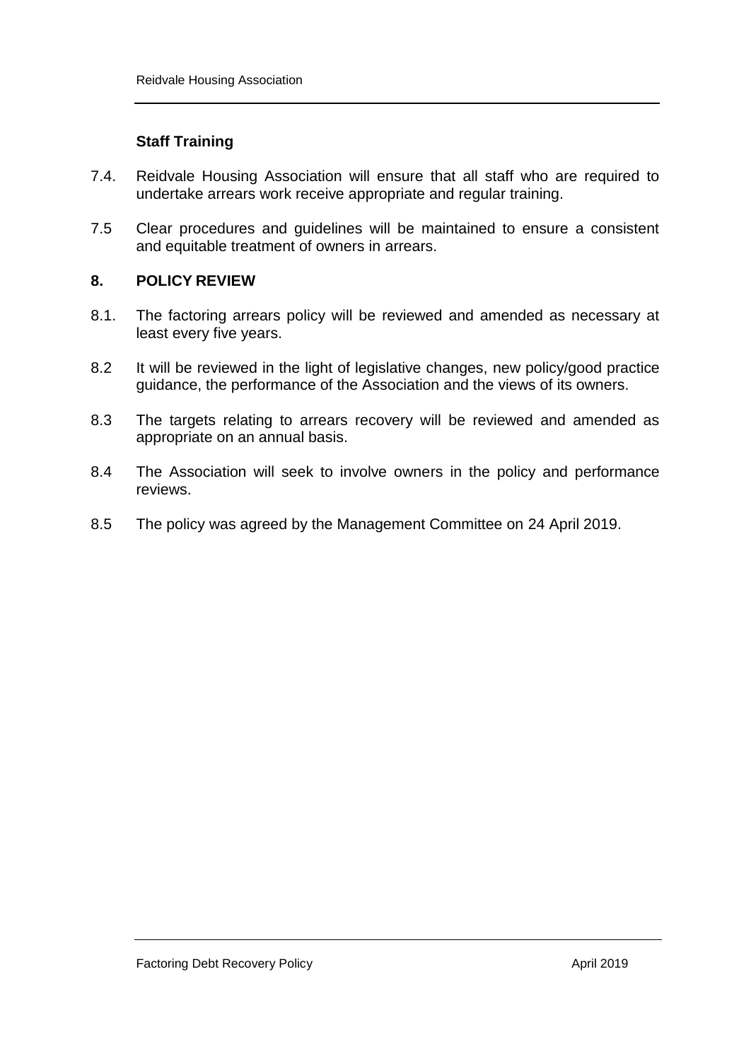### Staff Training

7.4. Reidvale Housing Association will ensure that all staff who are required to undertake arrears work receive appropriate and regular training.

7.5 Clear procedures and guidelines will be maintained to ensure a consistent and equitable treatment of owners in arrears.

## 8. POLICY REVIEW

8.1. The factoring arrears policy will be reviewed and amended as necessary at least every five years.

8.2 It will be reviewed in the light of legislative changes, new policy/good practice guidance, the performance of the Association and the views of its owners.

8.3 The targets relating to arrears recovery will be reviewed and amended as appropriate on an annual basis.

8.4 The Association will seek to involve owners in the policy and performance reviews.

8.5 The policy was agreed by the Management Committee on 24 April 2019.